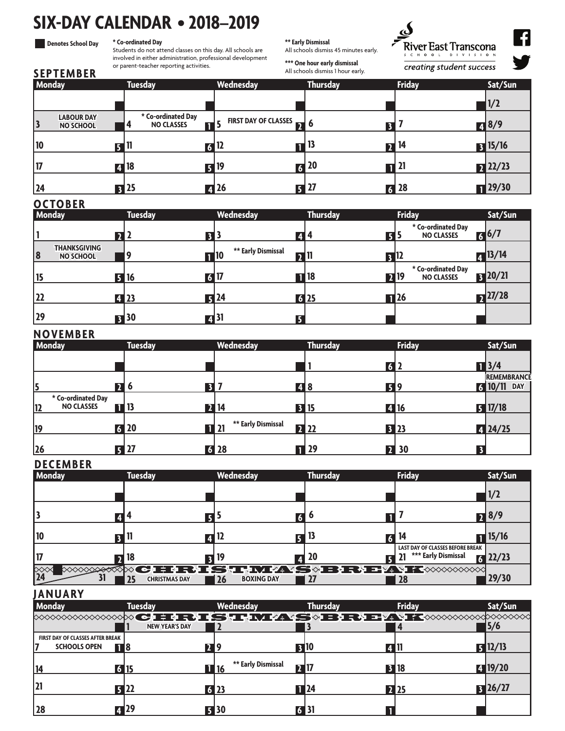# SIX-DAY CALENDAR • 2018–2019

■ Denotes School Day

**\* Co-ordinated Day**
Students do not attend classes on this day. All schools are involved in either administration, professional development or parent-teacher reporting activities.

**\*\* Early Dismissal**
All schools dismiss 45 minutes early.

**\*\*\* One hour early dismissal**
All schools dismiss 1 hour early.

River East Transcona
SCHOOL DIVISION
*creating student success*

Each cell shows the date, followed by the school day number in parentheses.

## SEPTEMBER

| Monday | Tuesday | Wednesday | Thursday | Friday | Sat/Sun |
|---|---|---|---|---|---|
| | | | | | 1/2 |
| 3 LABOUR DAY NO SCHOOL | 4 * Co-ordinated Day NO CLASSES (1) | 5 FIRST DAY OF CLASSES (2) | 6 (3) | 7 (4) | 8/9 |
| 10 (5) | 11 (6) | 12 (1) | 13 (2) | 14 (3) | 15/16 |
| 17 (4) | 18 (5) | 19 (6) | 20 (1) | 21 (2) | 22/23 |
| 24 (3) | 25 (4) | 26 (5) | 27 (6) | 28 (1) | 29/30 |

## OCTOBER

| Monday | Tuesday | Wednesday | Thursday | Friday | Sat/Sun |
|---|---|---|---|---|---|
| 1 (2) | 2 (3) | 3 (4) | 4 (5) | 5 * Co-ordinated Day NO CLASSES (6) | 6/7 |
| 8 THANKSGIVING NO SCHOOL | 9 (1) | 10 ** Early Dismissal (2) | 11 (3) | 12 (4) | 13/14 |
| 15 (5) | 16 (6) | 17 (1) | 18 (2) | 19 * Co-ordinated Day NO CLASSES (3) | 20/21 |
| 22 (4) | 23 (5) | 24 (6) | 25 (1) | 26 (2) | 27/28 |
| 29 (3) | 30 (4) | 31 (5) | | | |

## NOVEMBER

| Monday | Tuesday | Wednesday | Thursday | Friday | Sat/Sun |
|---|---|---|---|---|---|
| | | | 1 (6) | 2 (1) | 3/4 |
| 5 (2) | 6 (3) | 7 (4) | 8 (5) | 9 (6) | REMEMBRANCE DAY 10/11 |
| 12 * Co-ordinated Day NO CLASSES (1) | 13 (2) | 14 (3) | 15 (4) | 16 (5) | 17/18 |
| 19 (6) | 20 (1) | 21 ** Early Dismissal (2) | 22 (3) | 23 (4) | 24/25 |
| 26 (5) | 27 (6) | 28 (1) | 29 (2) | 30 (3) | |

## DECEMBER

| Monday | Tuesday | Wednesday | Thursday | Friday | Sat/Sun |
|---|---|---|---|---|---|
| | | | | | 1/2 |
| 3 (4) | 4 (5) | 5 (6) | 6 (1) | 7 (2) | 8/9 |
| 10 (3) | 11 (4) | 12 (5) | 13 (6) | 14 (1) | 15/16 |
| 17 (2) | 18 (3) | 19 (4) | 20 (5) | 21 LAST DAY OF CLASSES BEFORE BREAK *** Early Dismissal (6) | 22/23 |
| 24 / 31 CHRISTMAS BREAK | 25 CHRISTMAS DAY | 26 BOXING DAY | 27 | 28 | 29/30 |

## JANUARY

| Monday | Tuesday | Wednesday | Thursday | Friday | Sat/Sun |
|---|---|---|---|---|---|
| CHRISTMAS BREAK | 1 NEW YEAR'S DAY | 2 | 3 | 4 | 5/6 |
| 7 FIRST DAY OF CLASSES AFTER BREAK SCHOOLS OPEN (1) | 8 (2) | 9 (3) | 10 (4) | 11 (5) | 12/13 |
| 14 (6) | 15 (1) | 16 ** Early Dismissal (2) | 17 (3) | 18 (4) | 19/20 |
| 21 (5) | 22 (6) | 23 (1) | 24 (2) | 25 (3) | 26/27 |
| 28 (4) | 29 (5) | 30 (6) | 31 (1) | | |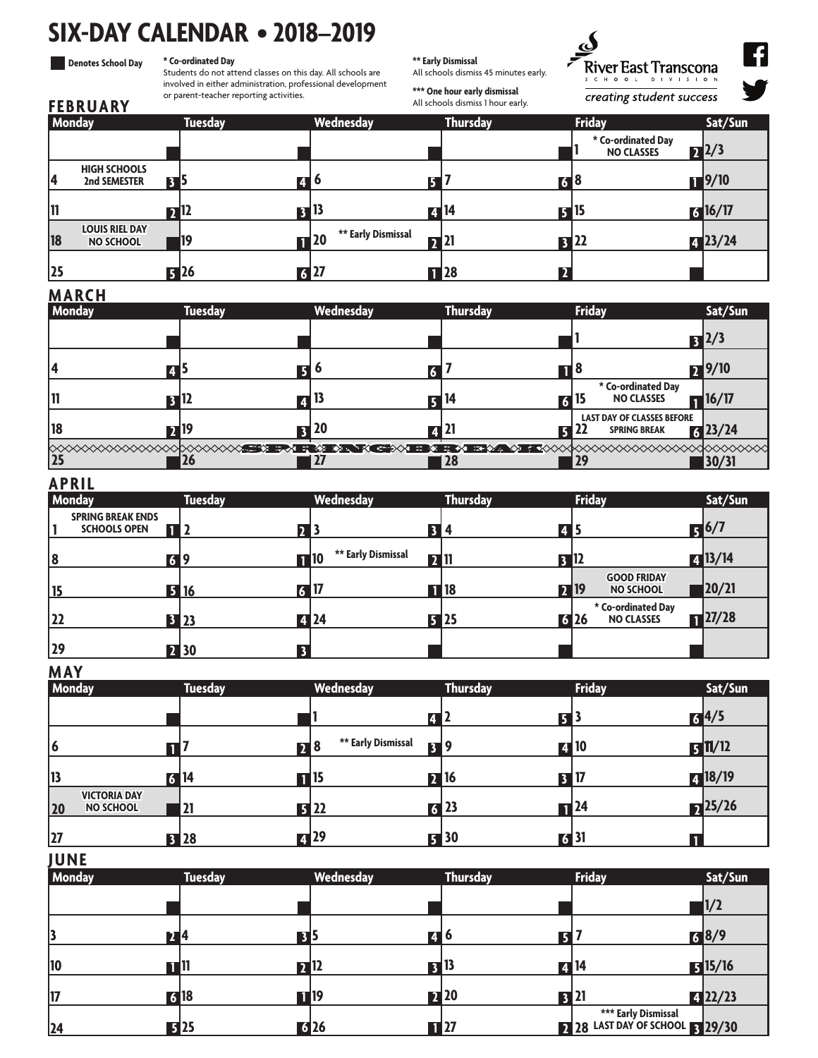# SIX-DAY CALENDAR • 2018–2019

■ Denotes School Day

**\* Co-ordinated Day**
Students do not attend classes on this day. All schools are involved in either administration, professional development or parent-teacher reporting activities.

**\*\* Early Dismissal**
All schools dismiss 45 minutes early.

**\*\*\* One hour early dismissal**
All schools dismiss 1 hour early.

River East Transcona School Division
*creating student success*

## FEBRUARY

| Monday | Tuesday | Wednesday | Thursday | Friday | Sat/Sun |
|---|---|---|---|---|---|
| | | | | 1 * Co-ordinated Day NO CLASSES | 2/3 |
| 4 HIGH SCHOOLS 2nd SEMESTER [3] | 5 [4] | 6 [5] | 7 [6] | 8 [1] | 9/10 |
| 11 [2] | 12 [3] | 13 [4] | 14 [5] | 15 [6] | 16/17 |
| 18 LOUIS RIEL DAY NO SCHOOL | 19 [1] | 20 ** Early Dismissal [2] | 21 [3] | 22 [4] | 23/24 |
| 25 [5] | 26 [6] | 27 [1] | 28 [2] | | |

## MARCH

| Monday | Tuesday | Wednesday | Thursday | Friday | Sat/Sun |
|---|---|---|---|---|---|
| | | | | 1 [3] | 2/3 |
| 4 [4] | 5 [5] | 6 [6] | 7 [1] | 8 [2] | 9/10 |
| 11 [3] | 12 [4] | 13 [5] | 14 [6] | 15 * Co-ordinated Day NO CLASSES | 16/17 |
| 18 [1] | 19 [2] | 20 [3] | 21 [4] | 22 LAST DAY OF CLASSES BEFORE SPRING BREAK [5] | 23/24 |
| 25 SPRING BREAK | 26 SPRING BREAK | 27 SPRING BREAK | 28 SPRING BREAK | 29 SPRING BREAK | 30/31 |

## APRIL

| Monday | Tuesday | Wednesday | Thursday | Friday | Sat/Sun |
|---|---|---|---|---|---|
| 1 SPRING BREAK ENDS SCHOOLS OPEN [6] | 2 [1] | 3 [2] | 4 [3] | 5 [4] | 6/7 |
| 8 [5] | 9 [6] | 10 ** Early Dismissal [1] | 11 [2] | 12 [3] | 13/14 |
| 15 [4] | 16 [5] | 17 [6] | 18 [1] | 19 GOOD FRIDAY NO SCHOOL | 20/21 |
| 22 [2] | 23 [3] | 24 [4] | 25 [5] | 26 * Co-ordinated Day NO CLASSES | 27/28 |
| 29 [6] | 30 [1] | | | | |

## MAY

| Monday | Tuesday | Wednesday | Thursday | Friday | Sat/Sun |
|---|---|---|---|---|---|
| | | 1 [2] | 2 [3] | 3 [4] | 4/5 |
| 6 [5] | 7 [6] | 8 ** Early Dismissal [1] | 9 [2] | 10 [3] | 11/12 |
| 13 [4] | 14 [5] | 15 [6] | 16 [1] | 17 [2] | 18/19 |
| 20 VICTORIA DAY NO SCHOOL | 21 [3] | 22 [4] | 23 [5] | 24 [6] | 25/26 |
| 27 [1] | 28 [2] | 29 [3] | 30 [4] | 31 [5] | |

## JUNE

| Monday | Tuesday | Wednesday | Thursday | Friday | Sat/Sun |
|---|---|---|---|---|---|
| | | | | | 1/2 |
| 3 [6] | 4 [1] | 5 [2] | 6 [3] | 7 [4] | 8/9 |
| 10 [5] | 11 [6] | 12 [1] | 13 [2] | 14 [3] | 15/16 |
| 17 [4] | 18 [5] | 19 [6] | 20 [1] | 21 [2] | 22/23 |
| 24 [3] | 25 [4] | 26 [5] | 27 [6] | 28 *** Early Dismissal LAST DAY OF SCHOOL [1] | 29/30 |